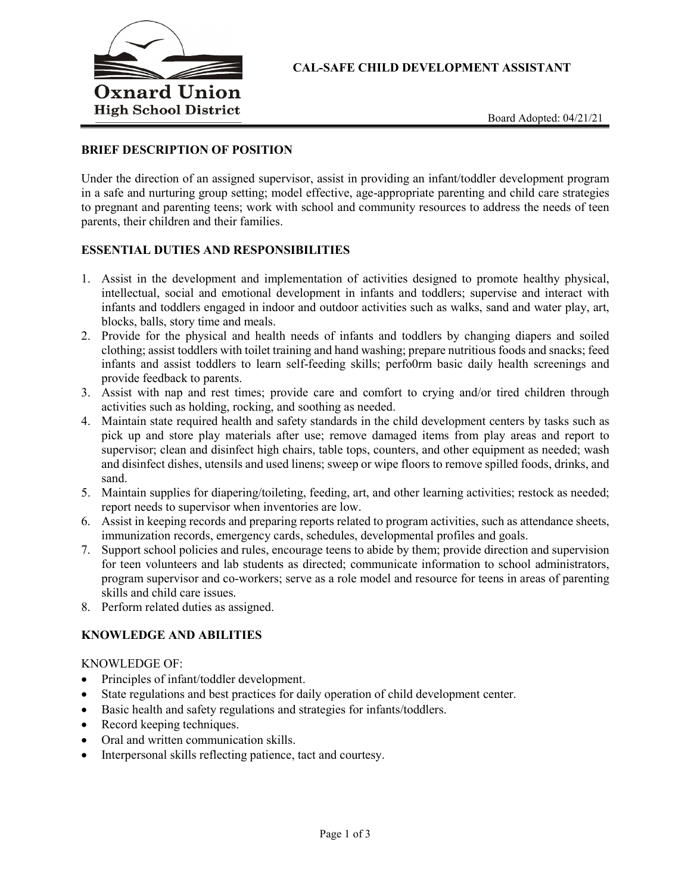Oxnard Union High School District

# CAL-SAFE CHILD DEVELOPMENT ASSISTANT

Board Adopted: 04/21/21

## BRIEF DESCRIPTION OF POSITION

Under the direction of an assigned supervisor, assist in providing an infant/toddler development program in a safe and nurturing group setting; model effective, age-appropriate parenting and child care strategies to pregnant and parenting teens; work with school and community resources to address the needs of teen parents, their children and their families.

## ESSENTIAL DUTIES AND RESPONSIBILITIES

1. Assist in the development and implementation of activities designed to promote healthy physical, intellectual, social and emotional development in infants and toddlers; supervise and interact with infants and toddlers engaged in indoor and outdoor activities such as walks, sand and water play, art, blocks, balls, story time and meals.
2. Provide for the physical and health needs of infants and toddlers by changing diapers and soiled clothing; assist toddlers with toilet training and hand washing; prepare nutritious foods and snacks; feed infants and assist toddlers to learn self-feeding skills; perfo0rm basic daily health screenings and provide feedback to parents.
3. Assist with nap and rest times; provide care and comfort to crying and/or tired children through activities such as holding, rocking, and soothing as needed.
4. Maintain state required health and safety standards in the child development centers by tasks such as pick up and store play materials after use; remove damaged items from play areas and report to supervisor; clean and disinfect high chairs, table tops, counters, and other equipment as needed; wash and disinfect dishes, utensils and used linens; sweep or wipe floors to remove spilled foods, drinks, and sand.
5. Maintain supplies for diapering/toileting, feeding, art, and other learning activities; restock as needed; report needs to supervisor when inventories are low.
6. Assist in keeping records and preparing reports related to program activities, such as attendance sheets, immunization records, emergency cards, schedules, developmental profiles and goals.
7. Support school policies and rules, encourage teens to abide by them; provide direction and supervision for teen volunteers and lab students as directed; communicate information to school administrators, program supervisor and co-workers; serve as a role model and resource for teens in areas of parenting skills and child care issues.
8. Perform related duties as assigned.

## KNOWLEDGE AND ABILITIES

KNOWLEDGE OF:

- Principles of infant/toddler development.
- State regulations and best practices for daily operation of child development center.
- Basic health and safety regulations and strategies for infants/toddlers.
- Record keeping techniques.
- Oral and written communication skills.
- Interpersonal skills reflecting patience, tact and courtesy.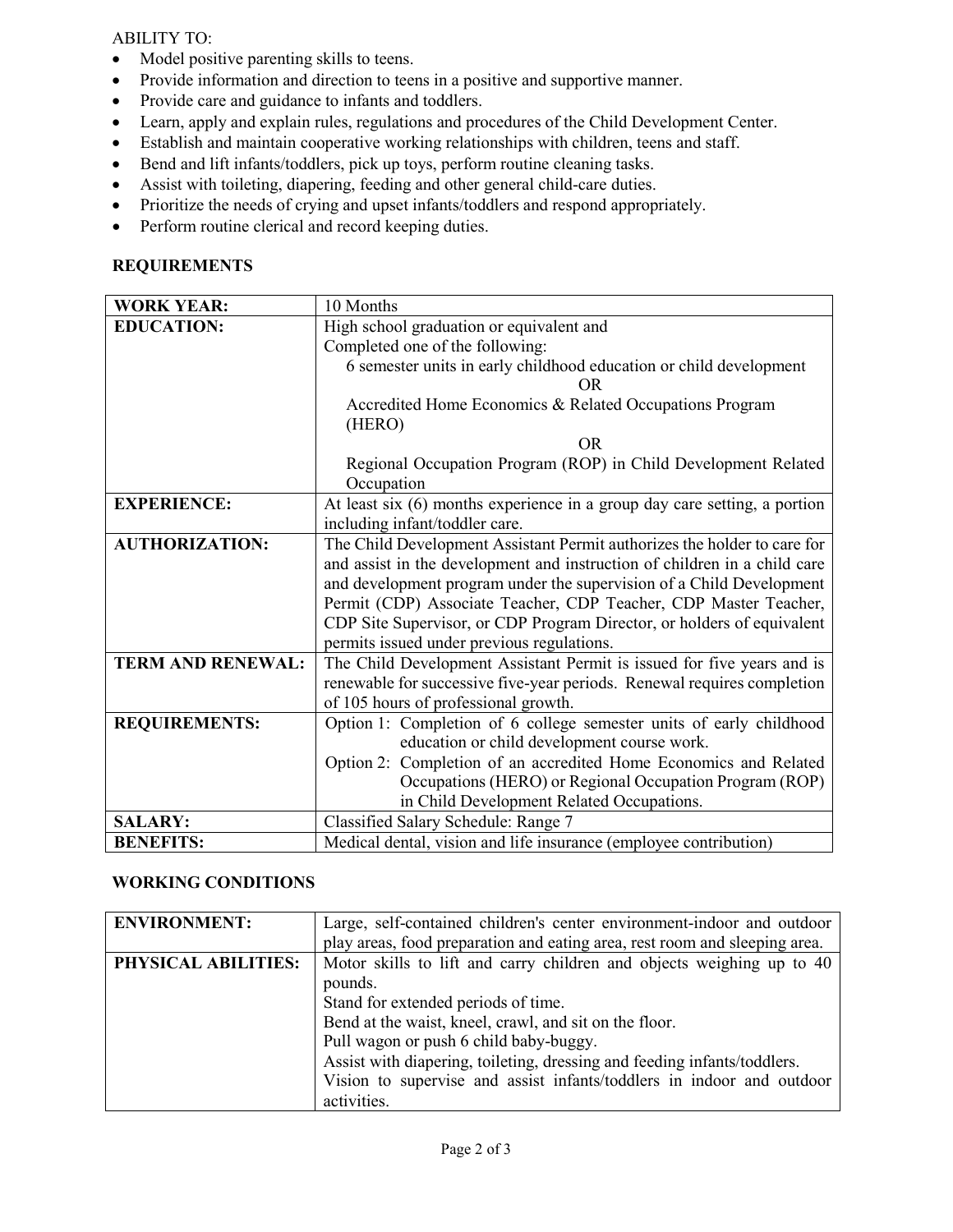ABILITY TO:

- Model positive parenting skills to teens.
- Provide information and direction to teens in a positive and supportive manner.
- Provide care and guidance to infants and toddlers.
- Learn, apply and explain rules, regulations and procedures of the Child Development Center.
- Establish and maintain cooperative working relationships with children, teens and staff.
- Bend and lift infants/toddlers, pick up toys, perform routine cleaning tasks.
- Assist with toileting, diapering, feeding and other general child-care duties.
- Prioritize the needs of crying and upset infants/toddlers and respond appropriately.
- Perform routine clerical and record keeping duties.

## REQUIREMENTS

| | |
|---|---|
| **WORK YEAR:** | 10 Months |
| **EDUCATION:** | High school graduation or equivalent and<br>Completed one of the following:<br>6 semester units in early childhood education or child development<br>OR<br>Accredited Home Economics & Related Occupations Program (HERO)<br>OR<br>Regional Occupation Program (ROP) in Child Development Related Occupation |
| **EXPERIENCE:** | At least six (6) months experience in a group day care setting, a portion including infant/toddler care. |
| **AUTHORIZATION:** | The Child Development Assistant Permit authorizes the holder to care for and assist in the development and instruction of children in a child care and development program under the supervision of a Child Development Permit (CDP) Associate Teacher, CDP Teacher, CDP Master Teacher, CDP Site Supervisor, or CDP Program Director, or holders of equivalent permits issued under previous regulations. |
| **TERM AND RENEWAL:** | The Child Development Assistant Permit is issued for five years and is renewable for successive five-year periods. Renewal requires completion of 105 hours of professional growth. |
| **REQUIREMENTS:** | Option 1: Completion of 6 college semester units of early childhood education or child development course work.<br>Option 2: Completion of an accredited Home Economics and Related Occupations (HERO) or Regional Occupation Program (ROP) in Child Development Related Occupations. |
| **SALARY:** | Classified Salary Schedule: Range 7 |
| **BENEFITS:** | Medical dental, vision and life insurance (employee contribution) |

## WORKING CONDITIONS

| | |
|---|---|
| **ENVIRONMENT:** | Large, self-contained children's center environment-indoor and outdoor play areas, food preparation and eating area, rest room and sleeping area. |
| **PHYSICAL ABILITIES:** | Motor skills to lift and carry children and objects weighing up to 40 pounds.<br>Stand for extended periods of time.<br>Bend at the waist, kneel, crawl, and sit on the floor.<br>Pull wagon or push 6 child baby-buggy.<br>Assist with diapering, toileting, dressing and feeding infants/toddlers.<br>Vision to supervise and assist infants/toddlers in indoor and outdoor activities. |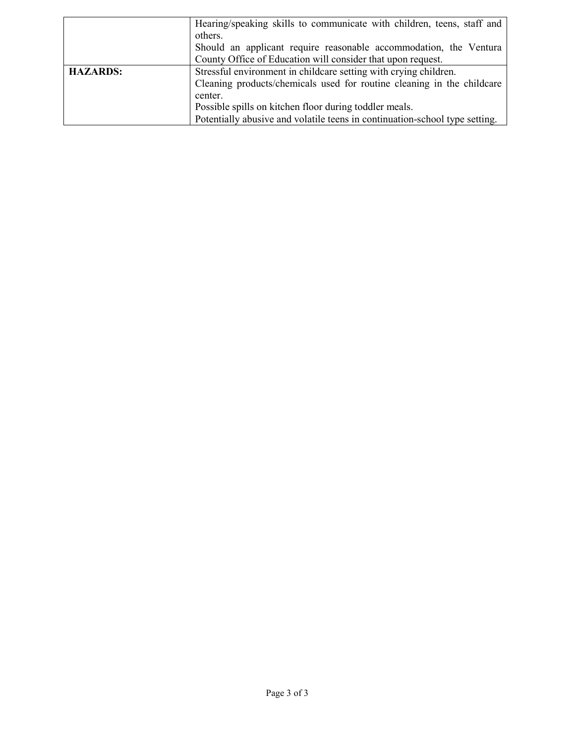| | |
|---|---|
| | Hearing/speaking skills to communicate with children, teens, staff and others.<br>Should an applicant require reasonable accommodation, the Ventura County Office of Education will consider that upon request. |
| **HAZARDS:** | Stressful environment in childcare setting with crying children.<br>Cleaning products/chemicals used for routine cleaning in the childcare center.<br>Possible spills on kitchen floor during toddler meals.<br>Potentially abusive and volatile teens in continuation-school type setting. |